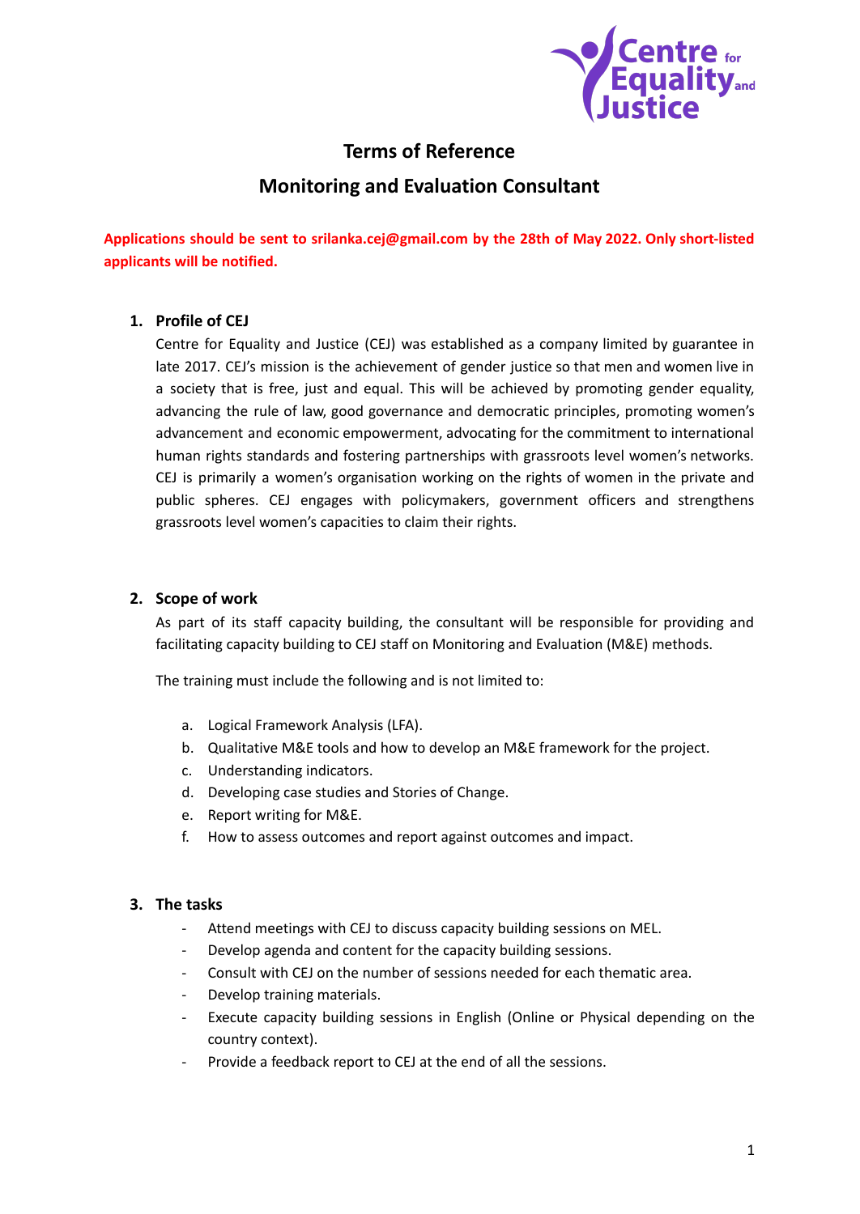# Terms of Reference

## Monitoring and Evaluation Consultant

**Applications should be sent to srilanka.cej@gmail.com by the 28th of May 2022. Only short-listed applicants will be notified.**

### 1. Profile of CEJ

Centre for Equality and Justice (CEJ) was established as a company limited by guarantee in late 2017. CEJ's mission is the achievement of gender justice so that men and women live in a society that is free, just and equal. This will be achieved by promoting gender equality, advancing the rule of law, good governance and democratic principles, promoting women's advancement and economic empowerment, advocating for the commitment to international human rights standards and fostering partnerships with grassroots level women's networks. CEJ is primarily a women's organisation working on the rights of women in the private and public spheres. CEJ engages with policymakers, government officers and strengthens grassroots level women's capacities to claim their rights.

### 2. Scope of work

As part of its staff capacity building, the consultant will be responsible for providing and facilitating capacity building to CEJ staff on Monitoring and Evaluation (M&E) methods.

The training must include the following and is not limited to:

a. Logical Framework Analysis (LFA).
b. Qualitative M&E tools and how to develop an M&E framework for the project.
c. Understanding indicators.
d. Developing case studies and Stories of Change.
e. Report writing for M&E.
f. How to assess outcomes and report against outcomes and impact.

### 3. The tasks

- Attend meetings with CEJ to discuss capacity building sessions on MEL.
- Develop agenda and content for the capacity building sessions.
- Consult with CEJ on the number of sessions needed for each thematic area.
- Develop training materials.
- Execute capacity building sessions in English (Online or Physical depending on the country context).
- Provide a feedback report to CEJ at the end of all the sessions.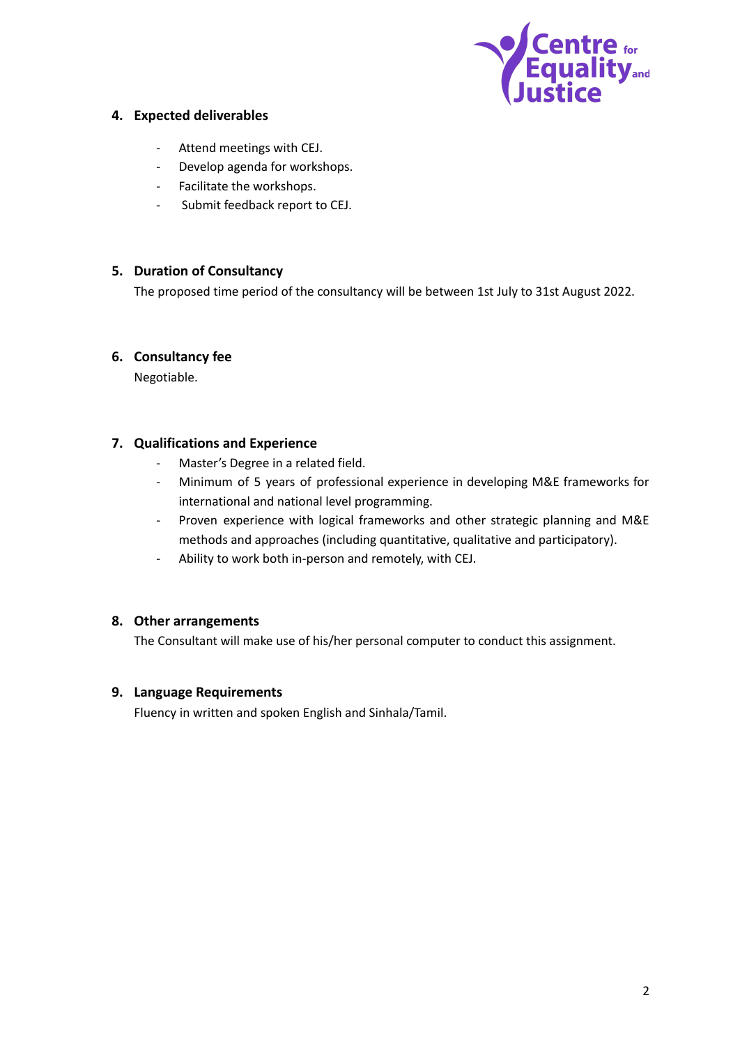## 4. Expected deliverables

- Attend meetings with CEJ.
- Develop agenda for workshops.
- Facilitate the workshops.
- Submit feedback report to CEJ.

## 5. Duration of Consultancy

The proposed time period of the consultancy will be between 1st July to 31st August 2022.

## 6. Consultancy fee

Negotiable.

## 7. Qualifications and Experience

- Master's Degree in a related field.
- Minimum of 5 years of professional experience in developing M&E frameworks for international and national level programming.
- Proven experience with logical frameworks and other strategic planning and M&E methods and approaches (including quantitative, qualitative and participatory).
- Ability to work both in-person and remotely, with CEJ.

## 8. Other arrangements

The Consultant will make use of his/her personal computer to conduct this assignment.

## 9. Language Requirements

Fluency in written and spoken English and Sinhala/Tamil.